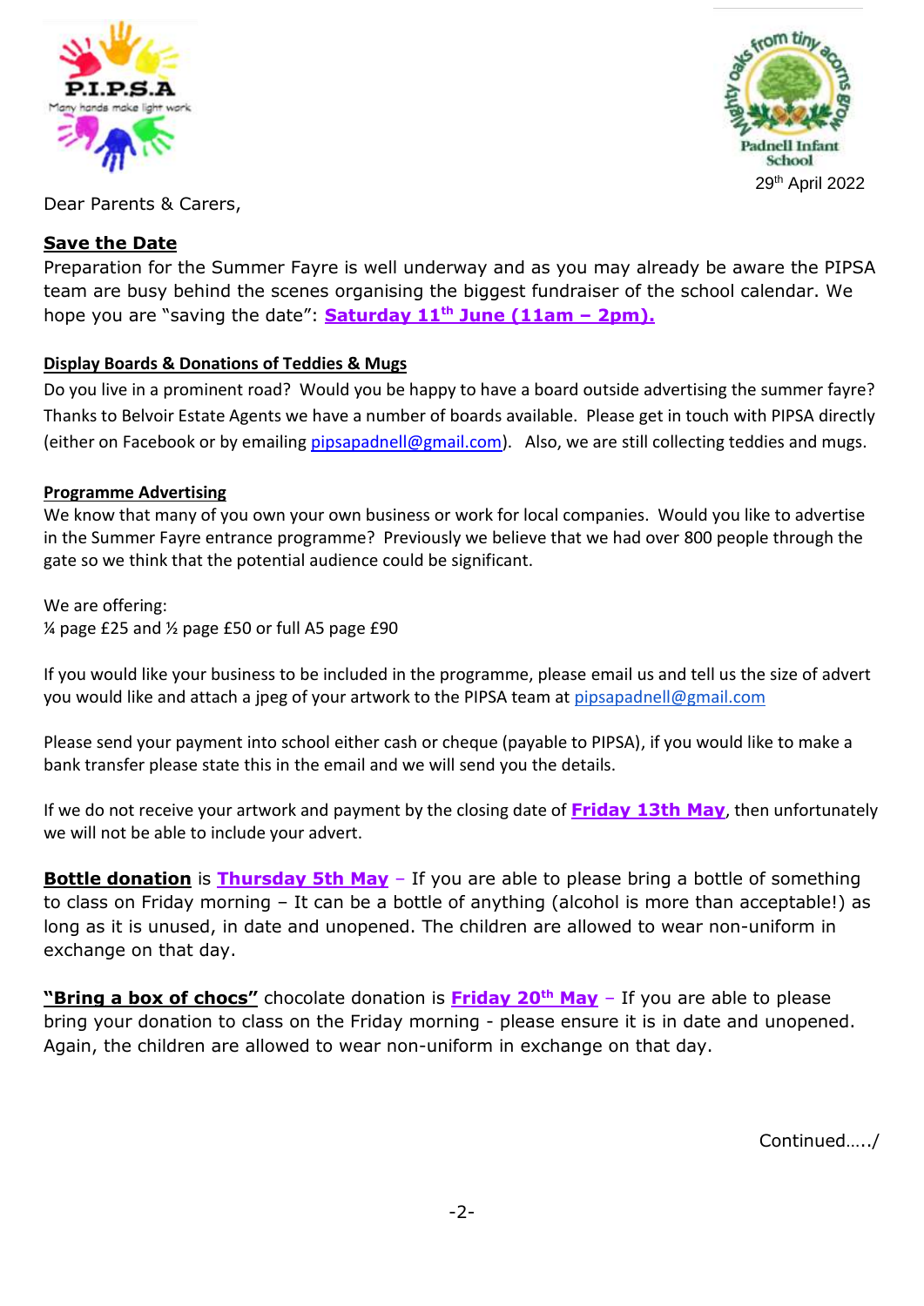P.I.P.S.A

Many hands make light work

Mighty oaks from tiny acorns grow

Padnell Infant School

29th April 2022

Dear Parents & Carers,

**Save the Date**

Preparation for the Summer Fayre is well underway and as you may already be aware the PIPSA team are busy behind the scenes organising the biggest fundraiser of the school calendar. We hope you are "saving the date": **Saturday 11th June (11am – 2pm).**

**Display Boards & Donations of Teddies & Mugs**

Do you live in a prominent road? Would you be happy to have a board outside advertising the summer fayre? Thanks to Belvoir Estate Agents we have a number of boards available. Please get in touch with PIPSA directly (either on Facebook or by emailing pipsapadnell@gmail.com). Also, we are still collecting teddies and mugs.

**Programme Advertising**

We know that many of you own your own business or work for local companies. Would you like to advertise in the Summer Fayre entrance programme? Previously we believe that we had over 800 people through the gate so we think that the potential audience could be significant.

We are offering:
¼ page £25 and ½ page £50 or full A5 page £90

If you would like your business to be included in the programme, please email us and tell us the size of advert you would like and attach a jpeg of your artwork to the PIPSA team at pipsapadnell@gmail.com

Please send your payment into school either cash or cheque (payable to PIPSA), if you would like to make a bank transfer please state this in the email and we will send you the details.

If we do not receive your artwork and payment by the closing date of **Friday 13th May**, then unfortunately we will not be able to include your advert.

**Bottle donation** is **Thursday 5th May** – If you are able to please bring a bottle of something to class on Friday morning – It can be a bottle of anything (alcohol is more than acceptable!) as long as it is unused, in date and unopened. The children are allowed to wear non-uniform in exchange on that day.

**"Bring a box of chocs"** chocolate donation is **Friday 20th May** – If you are able to please bring your donation to class on the Friday morning - please ensure it is in date and unopened. Again, the children are allowed to wear non-uniform in exchange on that day.

Continued...../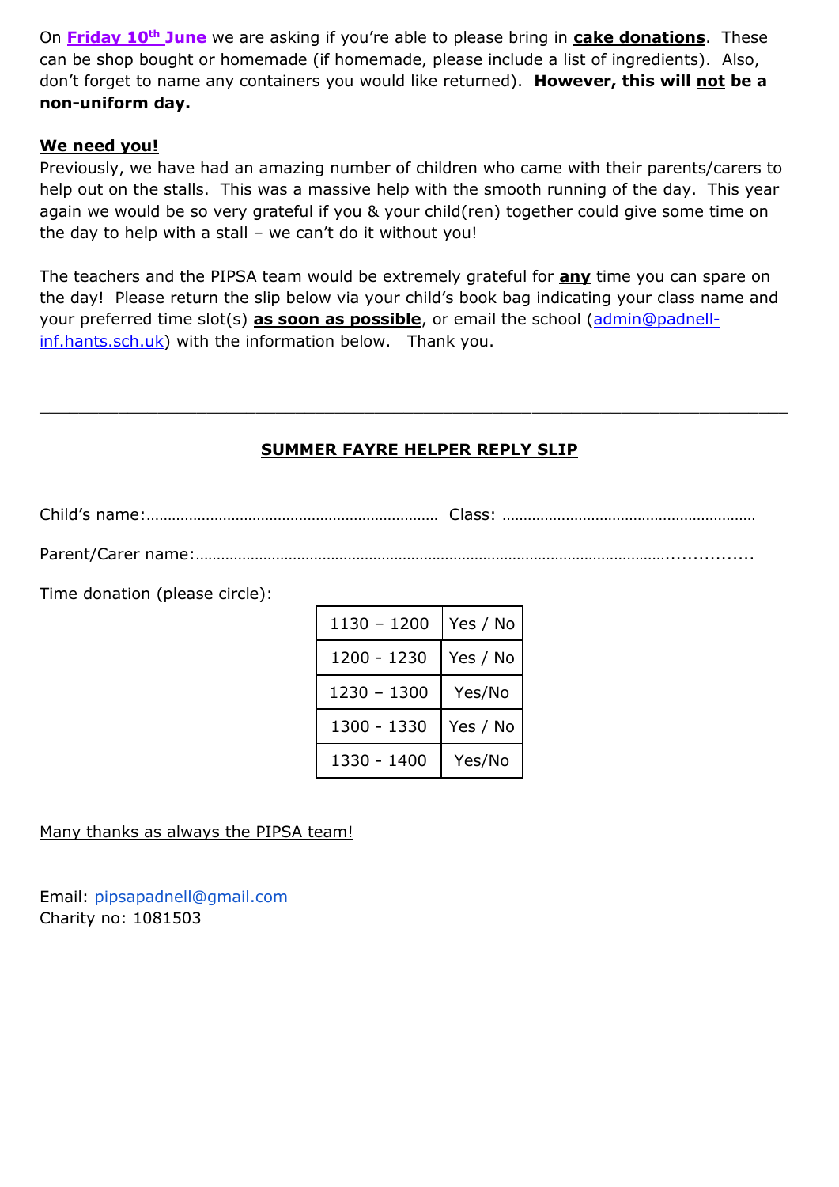On **Friday 10th June** we are asking if you're able to please bring in **cake donations**. These can be shop bought or homemade (if homemade, please include a list of ingredients). Also, don't forget to name any containers you would like returned). **However, this will not be a non-uniform day.**

**We need you!**

Previously, we have had an amazing number of children who came with their parents/carers to help out on the stalls. This was a massive help with the smooth running of the day. This year again we would be so very grateful if you & your child(ren) together could give some time on the day to help with a stall – we can't do it without you!

The teachers and the PIPSA team would be extremely grateful for **any** time you can spare on the day! Please return the slip below via your child's book bag indicating your class name and your preferred time slot(s) **as soon as possible**, or email the school (admin@padnell-inf.hants.sch.uk) with the information below. Thank you.

---

**SUMMER FAYRE HELPER REPLY SLIP**

Child's name:…………………………………………………… Class: …………………………………………………

Parent/Carer name:……………………………………………………………………………………………………...............

Time donation (please circle):

| | |
|---|---|
| 1130 – 1200 | Yes / No |
| 1200 - 1230 | Yes / No |
| 1230 – 1300 | Yes/No |
| 1300 - 1330 | Yes / No |
| 1330 - 1400 | Yes/No |

Many thanks as always the PIPSA team!

Email: pipsapadnell@gmail.com
Charity no: 1081503